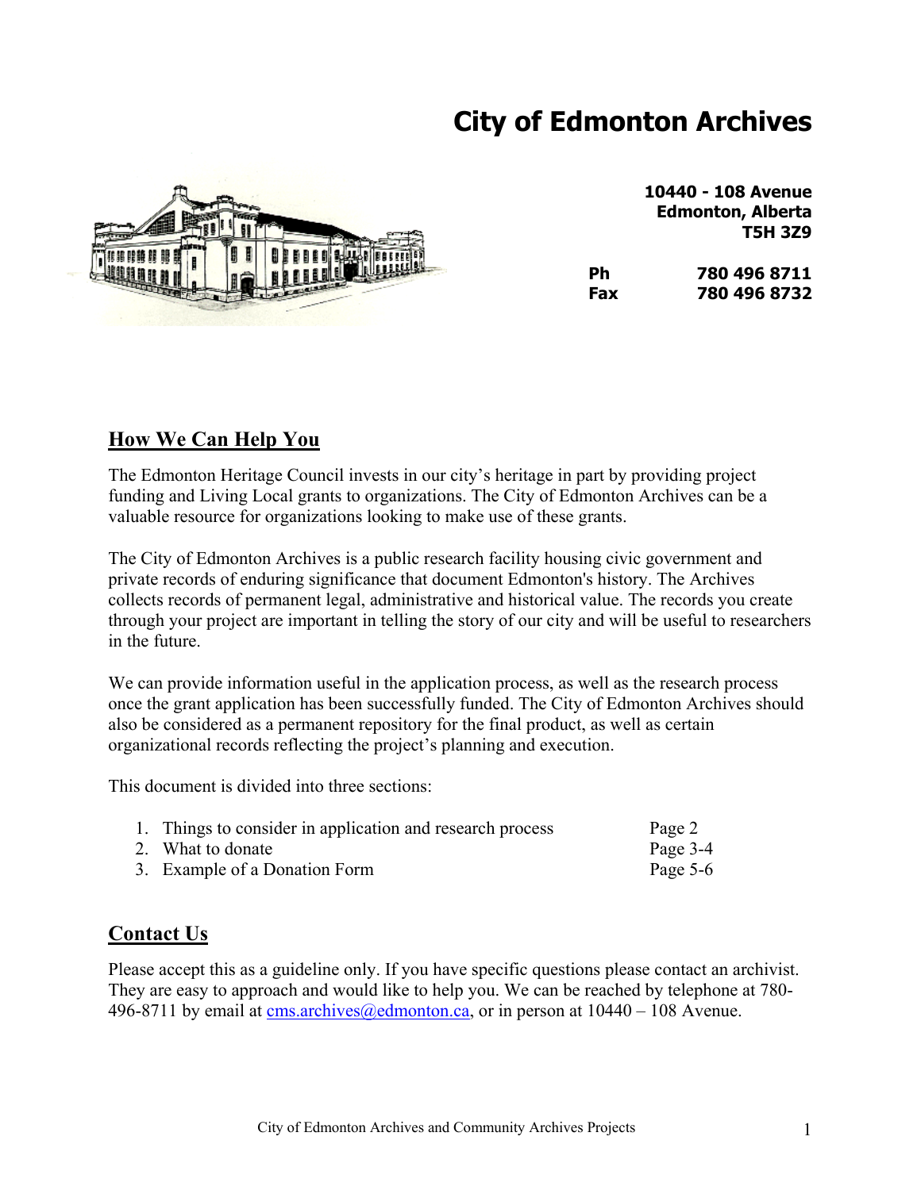# City of Edmonton Archives

**10440 - 108 Avenue**
**Edmonton, Alberta**
**T5H 3Z9**

| | |
|---|---|
| **Ph** | **780 496 8711** |
| **Fax** | **780 496 8732** |

## How We Can Help You

The Edmonton Heritage Council invests in our city's heritage in part by providing project funding and Living Local grants to organizations. The City of Edmonton Archives can be a valuable resource for organizations looking to make use of these grants.

The City of Edmonton Archives is a public research facility housing civic government and private records of enduring significance that document Edmonton's history. The Archives collects records of permanent legal, administrative and historical value. The records you create through your project are important in telling the story of our city and will be useful to researchers in the future.

We can provide information useful in the application process, as well as the research process once the grant application has been successfully funded. The City of Edmonton Archives should also be considered as a permanent repository for the final product, as well as certain organizational records reflecting the project's planning and execution.

This document is divided into three sections:

1. Things to consider in application and research process — Page 2
2. What to donate — Page 3-4
3. Example of a Donation Form — Page 5-6

## Contact Us

Please accept this as a guideline only. If you have specific questions please contact an archivist. They are easy to approach and would like to help you. We can be reached by telephone at 780-496-8711 by email at cms.archives@edmonton.ca, or in person at 10440 – 108 Avenue.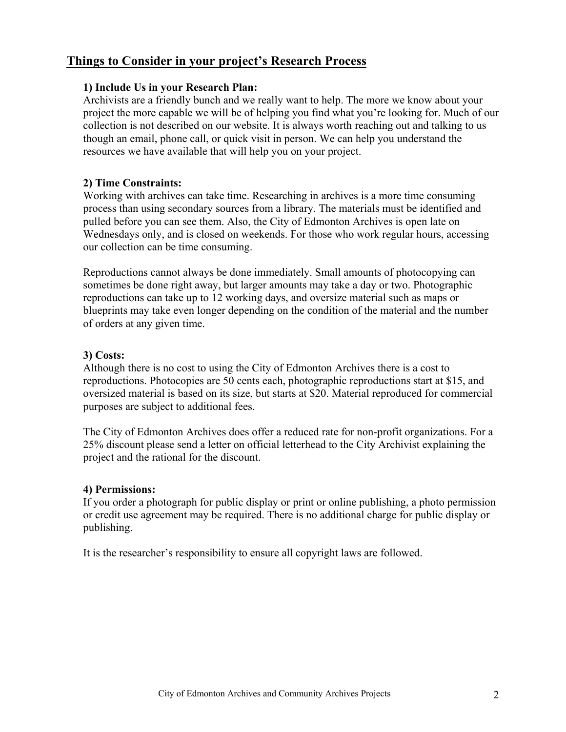## Things to Consider in your project's Research Process

### 1) Include Us in your Research Plan:

Archivists are a friendly bunch and we really want to help. The more we know about your project the more capable we will be of helping you find what you're looking for. Much of our collection is not described on our website. It is always worth reaching out and talking to us though an email, phone call, or quick visit in person. We can help you understand the resources we have available that will help you on your project.

### 2) Time Constraints:

Working with archives can take time. Researching in archives is a more time consuming process than using secondary sources from a library. The materials must be identified and pulled before you can see them. Also, the City of Edmonton Archives is open late on Wednesdays only, and is closed on weekends. For those who work regular hours, accessing our collection can be time consuming.

Reproductions cannot always be done immediately. Small amounts of photocopying can sometimes be done right away, but larger amounts may take a day or two. Photographic reproductions can take up to 12 working days, and oversize material such as maps or blueprints may take even longer depending on the condition of the material and the number of orders at any given time.

### 3) Costs:

Although there is no cost to using the City of Edmonton Archives there is a cost to reproductions. Photocopies are 50 cents each, photographic reproductions start at $15, and oversized material is based on its size, but starts at $20. Material reproduced for commercial purposes are subject to additional fees.

The City of Edmonton Archives does offer a reduced rate for non-profit organizations. For a 25% discount please send a letter on official letterhead to the City Archivist explaining the project and the rational for the discount.

### 4) Permissions:

If you order a photograph for public display or print or online publishing, a photo permission or credit use agreement may be required. There is no additional charge for public display or publishing.

It is the researcher's responsibility to ensure all copyright laws are followed.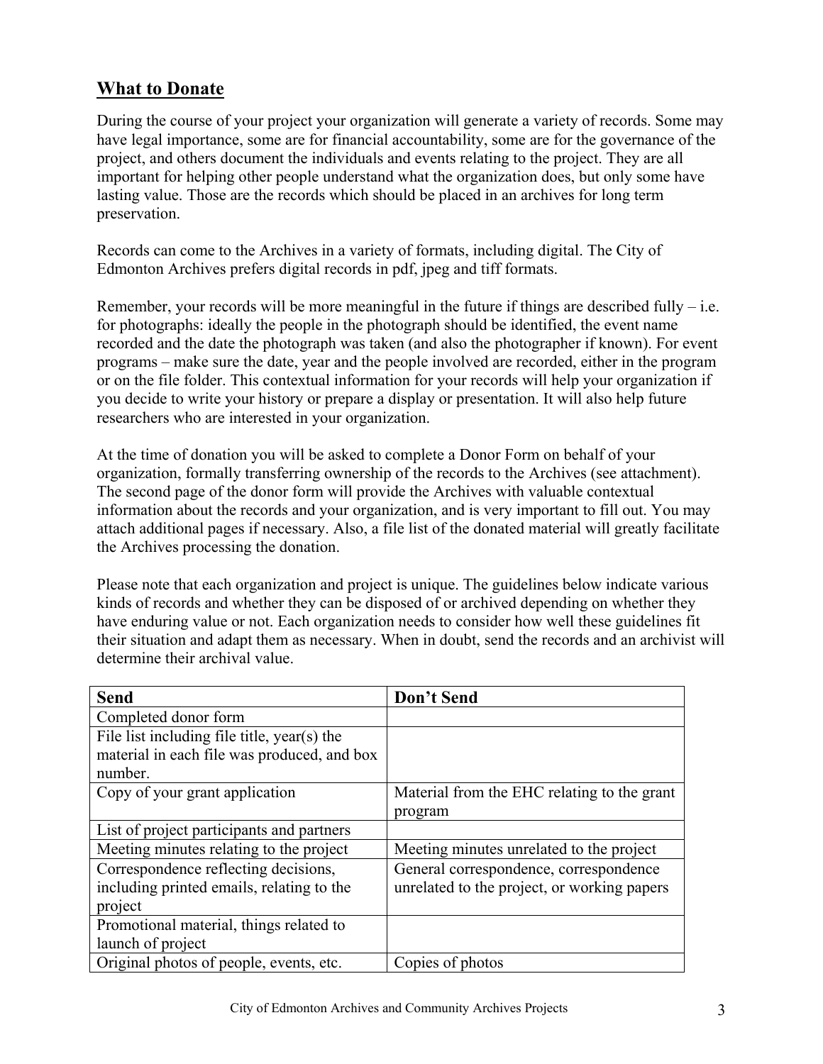## What to Donate

During the course of your project your organization will generate a variety of records. Some may have legal importance, some are for financial accountability, some are for the governance of the project, and others document the individuals and events relating to the project. They are all important for helping other people understand what the organization does, but only some have lasting value. Those are the records which should be placed in an archives for long term preservation.

Records can come to the Archives in a variety of formats, including digital. The City of Edmonton Archives prefers digital records in pdf, jpeg and tiff formats.

Remember, your records will be more meaningful in the future if things are described fully – i.e. for photographs: ideally the people in the photograph should be identified, the event name recorded and the date the photograph was taken (and also the photographer if known). For event programs – make sure the date, year and the people involved are recorded, either in the program or on the file folder. This contextual information for your records will help your organization if you decide to write your history or prepare a display or presentation. It will also help future researchers who are interested in your organization.

At the time of donation you will be asked to complete a Donor Form on behalf of your organization, formally transferring ownership of the records to the Archives (see attachment). The second page of the donor form will provide the Archives with valuable contextual information about the records and your organization, and is very important to fill out. You may attach additional pages if necessary. Also, a file list of the donated material will greatly facilitate the Archives processing the donation.

Please note that each organization and project is unique. The guidelines below indicate various kinds of records and whether they can be disposed of or archived depending on whether they have enduring value or not. Each organization needs to consider how well these guidelines fit their situation and adapt them as necessary. When in doubt, send the records and an archivist will determine their archival value.

| Send | Don't Send |
|---|---|
| Completed donor form | |
| File list including file title, year(s) the material in each file was produced, and box number. | |
| Copy of your grant application | Material from the EHC relating to the grant program |
| List of project participants and partners | |
| Meeting minutes relating to the project | Meeting minutes unrelated to the project |
| Correspondence reflecting decisions, including printed emails, relating to the project | General correspondence, correspondence unrelated to the project, or working papers |
| Promotional material, things related to launch of project | |
| Original photos of people, events, etc. | Copies of photos |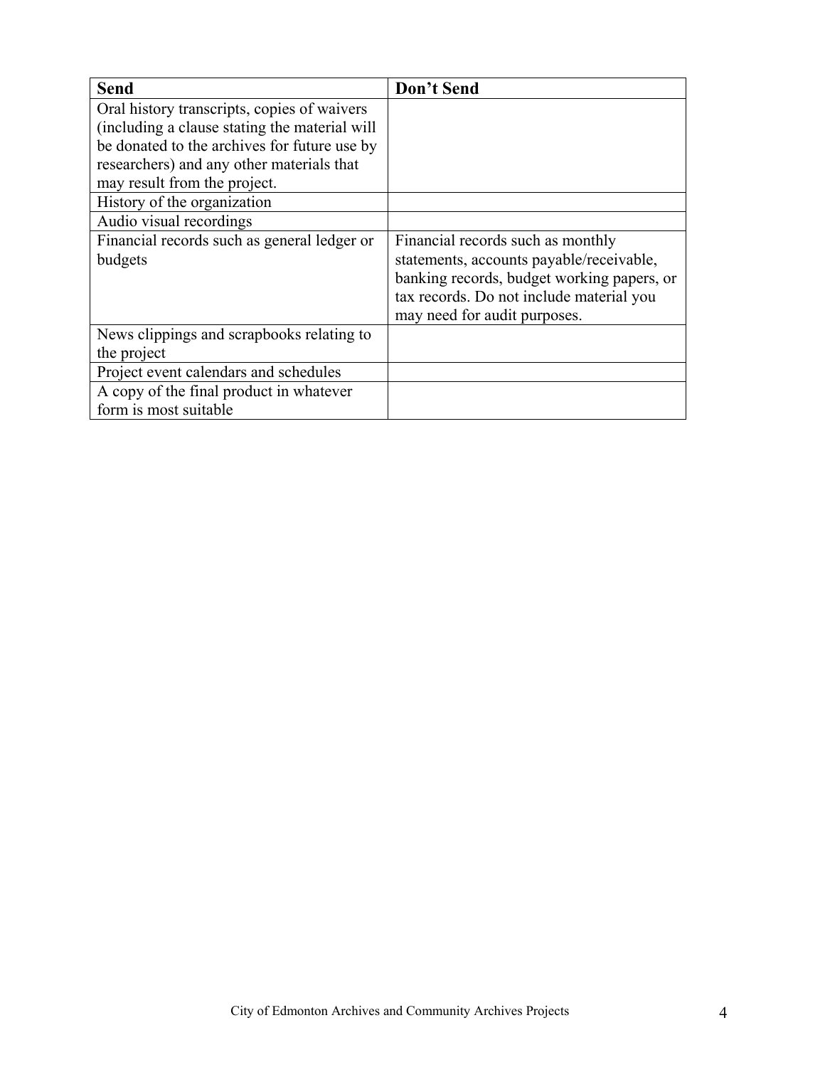| Send | Don't Send |
|---|---|
| Oral history transcripts, copies of waivers (including a clause stating the material will be donated to the archives for future use by researchers) and any other materials that may result from the project. | |
| History of the organization | |
| Audio visual recordings | |
| Financial records such as general ledger or budgets | Financial records such as monthly statements, accounts payable/receivable, banking records, budget working papers, or tax records. Do not include material you may need for audit purposes. |
| News clippings and scrapbooks relating to the project | |
| Project event calendars and schedules | |
| A copy of the final product in whatever form is most suitable | |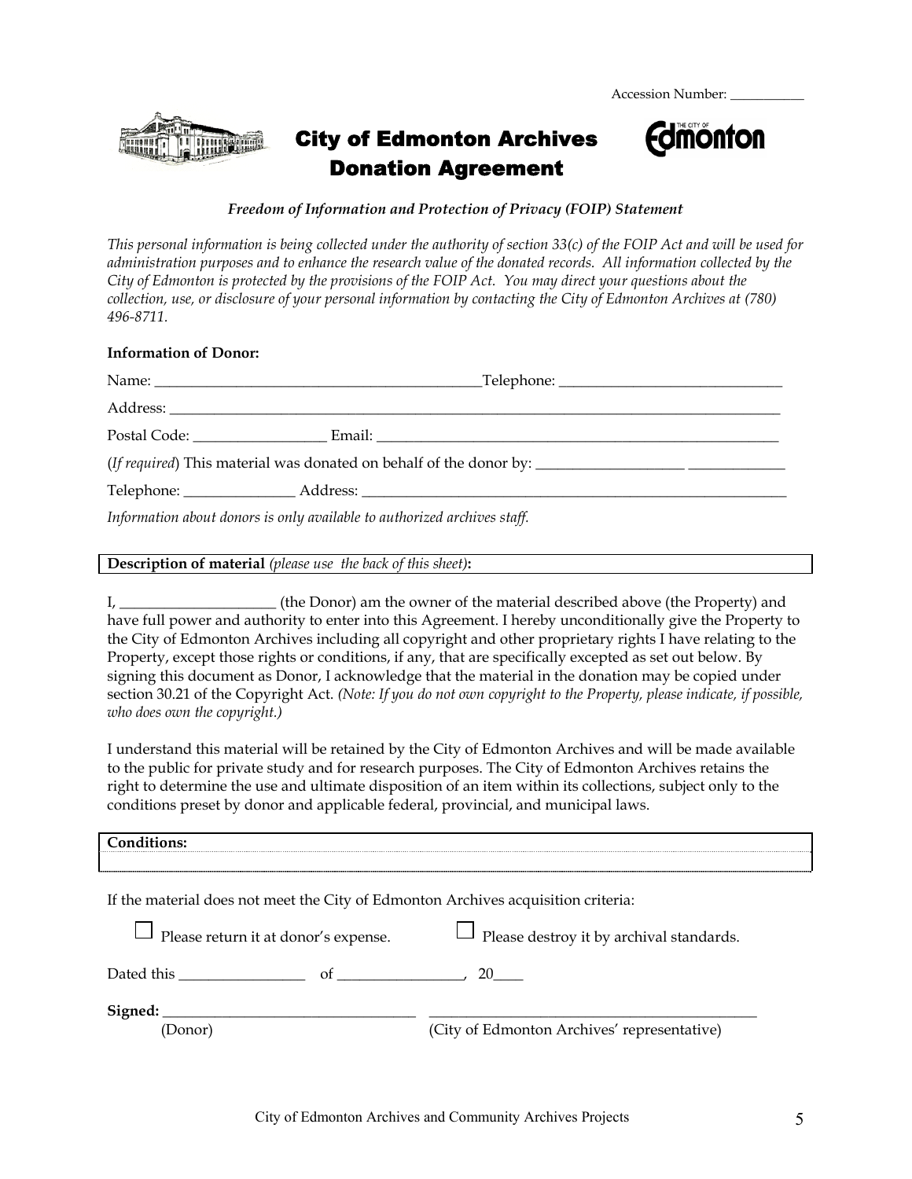Accession Number: ___________

# City of Edmonton Archives Donation Agreement

***Freedom of Information and Protection of Privacy (FOIP) Statement***

*This personal information is being collected under the authority of section 33(c) of the FOIP Act and will be used for administration purposes and to enhance the research value of the donated records. All information collected by the City of Edmonton is protected by the provisions of the FOIP Act. You may direct your questions about the collection, use, or disclosure of your personal information by contacting the City of Edmonton Archives at (780) 496-8711.*

**Information of Donor:**

Name: ______________________________________________Telephone: ______________________________

Address: ____________________________________________________________________________________

Postal Code: __________________ Email: ______________________________________________________

(*If required*) This material was donated on behalf of the donor by: ____________________ _____________

Telephone: _______________ Address: ____________________________________________________________

*Information about donors is only available to authorized archives staff.*

**Description of material** *(please use the back of this sheet)***:**

I, _____________________ (the Donor) am the owner of the material described above (the Property) and have full power and authority to enter into this Agreement. I hereby unconditionally give the Property to the City of Edmonton Archives including all copyright and other proprietary rights I have relating to the Property, except those rights or conditions, if any, that are specifically excepted as set out below. By signing this document as Donor, I acknowledge that the material in the donation may be copied under section 30.21 of the Copyright Act. *(Note: If you do not own copyright to the Property, please indicate, if possible, who does own the copyright.)*

I understand this material will be retained by the City of Edmonton Archives and will be made available to the public for private study and for research purposes. The City of Edmonton Archives retains the right to determine the use and ultimate disposition of an item within its collections, subject only to the conditions preset by donor and applicable federal, provincial, and municipal laws.

**Conditions:**

If the material does not meet the City of Edmonton Archives acquisition criteria:

☐ Please return it at donor's expense. ☐ Please destroy it by archival standards.

Dated this _________________ of _________________, 20____

**Signed:** __________________________________ ____________________________________________
(Donor) (City of Edmonton Archives' representative)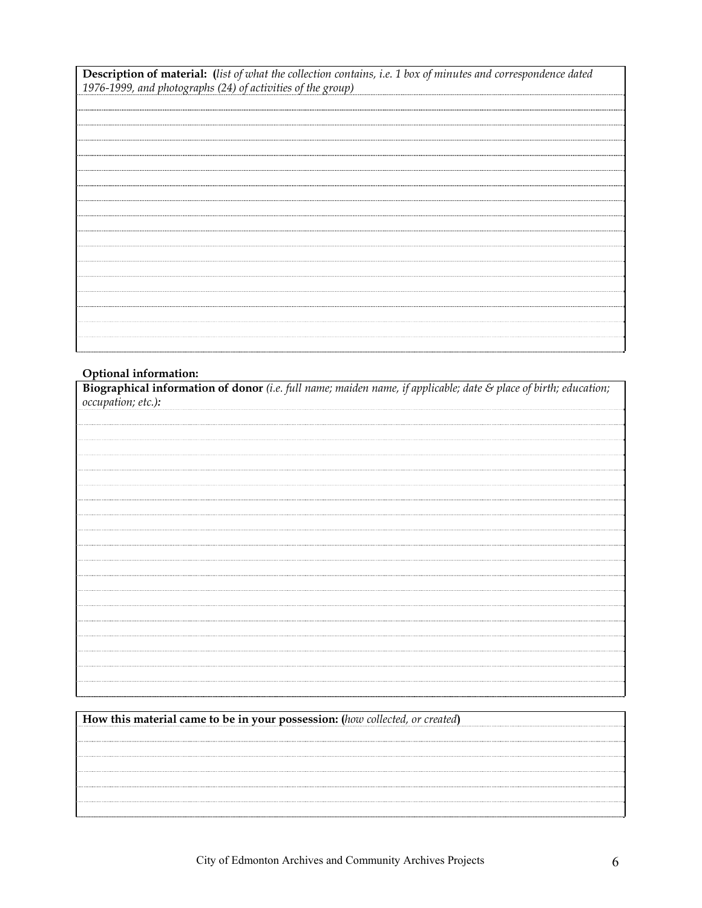**Description of material:** (*list of what the collection contains, i.e. 1 box of minutes and correspondence dated 1976-1999, and photographs (24) of activities of the group*)

**Optional information:**

**Biographical information of donor** *(i.e. full name; maiden name, if applicable; date & place of birth; education; occupation; etc.)***:**

**How this material came to be in your possession: (***how collected, or created***)**